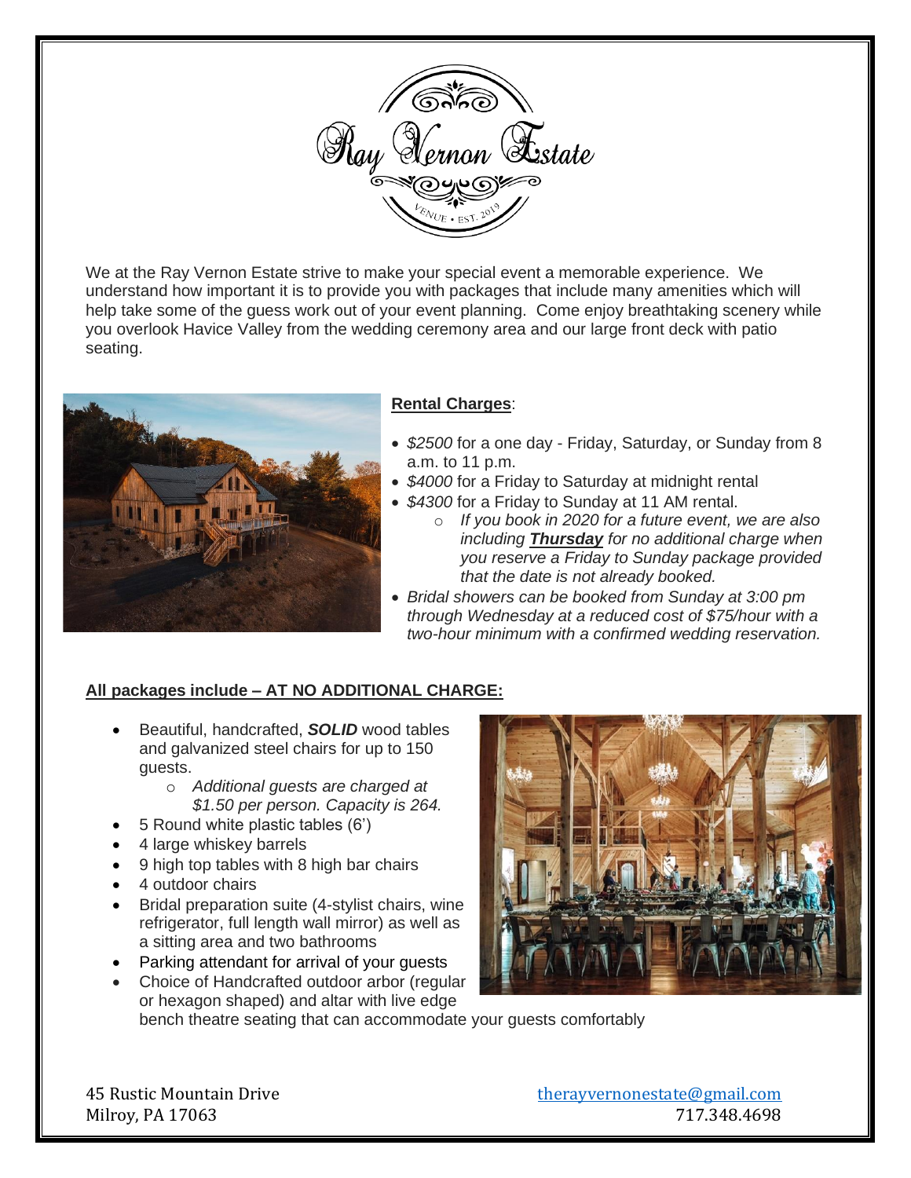# Ray Vernon Estate

VENUE • EST. 2019

We at the Ray Vernon Estate strive to make your special event a memorable experience. We understand how important it is to provide you with packages that include many amenities which will help take some of the guess work out of your event planning. Come enjoy breathtaking scenery while you overlook Havice Valley from the wedding ceremony area and our large front deck with patio seating.

**Rental Charges**:

- *$2500* for a one day - Friday, Saturday, or Sunday from 8 a.m. to 11 p.m.
- *$4000* for a Friday to Saturday at midnight rental
- *$4300* for a Friday to Sunday at 11 AM rental.
  - *If you book in 2020 for a future event, we are also including* ***Thursday*** *for no additional charge when you reserve a Friday to Sunday package provided that the date is not already booked.*
- *Bridal showers can be booked from Sunday at 3:00 pm through Wednesday at a reduced cost of $75/hour with a two-hour minimum with a confirmed wedding reservation.*

**All packages include – AT NO ADDITIONAL CHARGE:**

- Beautiful, handcrafted, ***SOLID*** wood tables and galvanized steel chairs for up to 150 guests.
  - *Additional guests are charged at $1.50 per person. Capacity is 264.*
- 5 Round white plastic tables (6')
- 4 large whiskey barrels
- 9 high top tables with 8 high bar chairs
- 4 outdoor chairs
- Bridal preparation suite (4-stylist chairs, wine refrigerator, full length wall mirror) as well as a sitting area and two bathrooms
- Parking attendant for arrival of your guests
- Choice of Handcrafted outdoor arbor (regular or hexagon shaped) and altar with live edge bench theatre seating that can accommodate your guests comfortably

45 Rustic Mountain Drive
Milroy, PA 17063

therayvernonestate@gmail.com
717.348.4698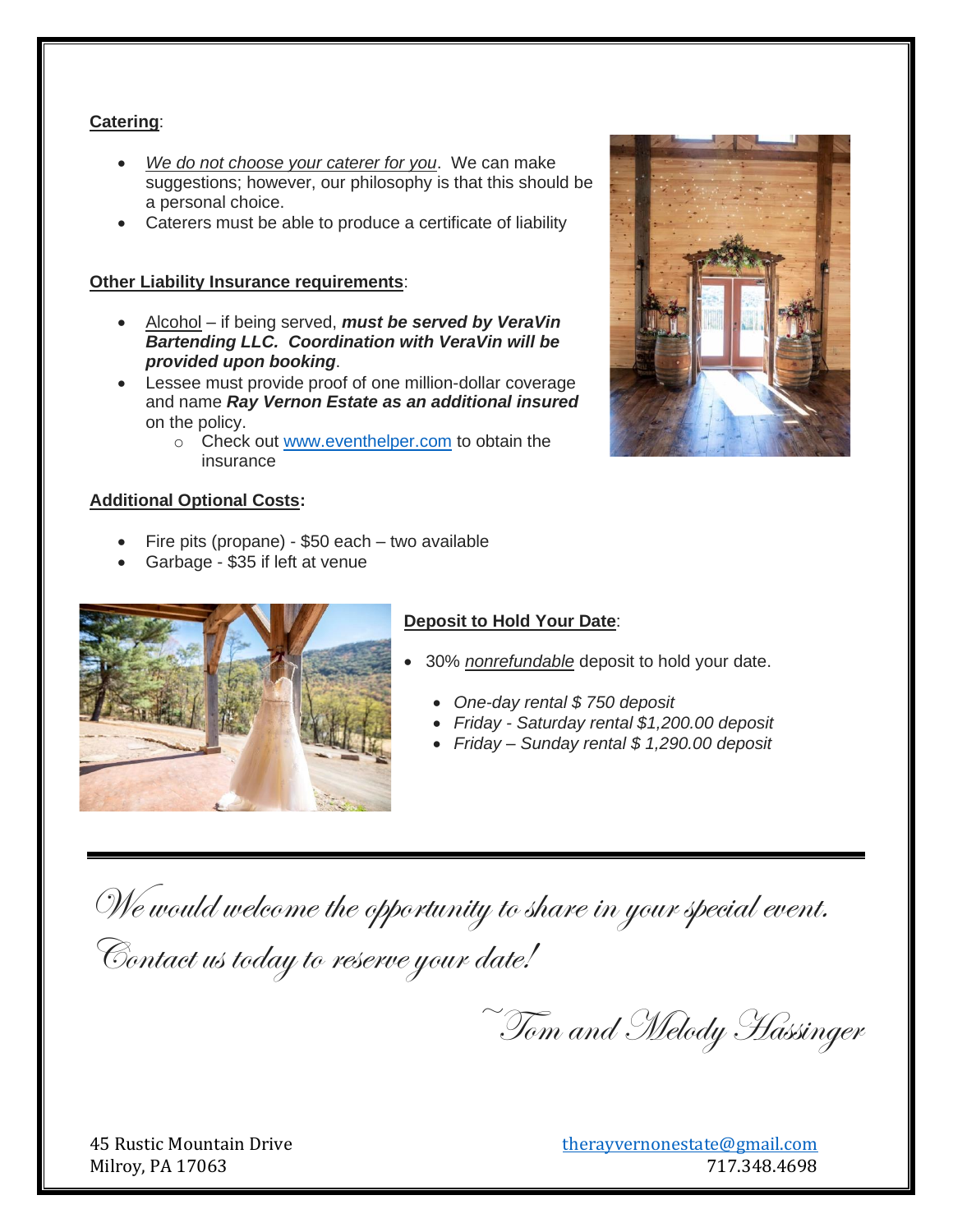**Catering**:

- *We do not choose your caterer for you*. We can make suggestions; however, our philosophy is that this should be a personal choice.
- Caterers must be able to produce a certificate of liability

**Other Liability Insurance requirements**:

- Alcohol – if being served, ***must be served by VeraVin Bartending LLC. Coordination with VeraVin will be provided upon booking***.
- Lessee must provide proof of one million-dollar coverage and name ***Ray Vernon Estate as an additional insured*** on the policy.
  - Check out [www.eventhelper.com](http://www.eventhelper.com) to obtain the insurance

**Additional Optional Costs:**

- Fire pits (propane) - $50 each – two available
- Garbage - $35 if left at venue

**Deposit to Hold Your Date**:

- 30% *nonrefundable* deposit to hold your date.
  - *One-day rental $ 750 deposit*
  - *Friday - Saturday rental $1,200.00 deposit*
  - *Friday – Sunday rental $ 1,290.00 deposit*

---

*We would welcome the opportunity to share in your special event.*

*Contact us today to reserve your date!*

*~Tom and Melody Hassinger*

45 Rustic Mountain Drive
Milroy, PA 17063

therayvernonestate@gmail.com
717.348.4698